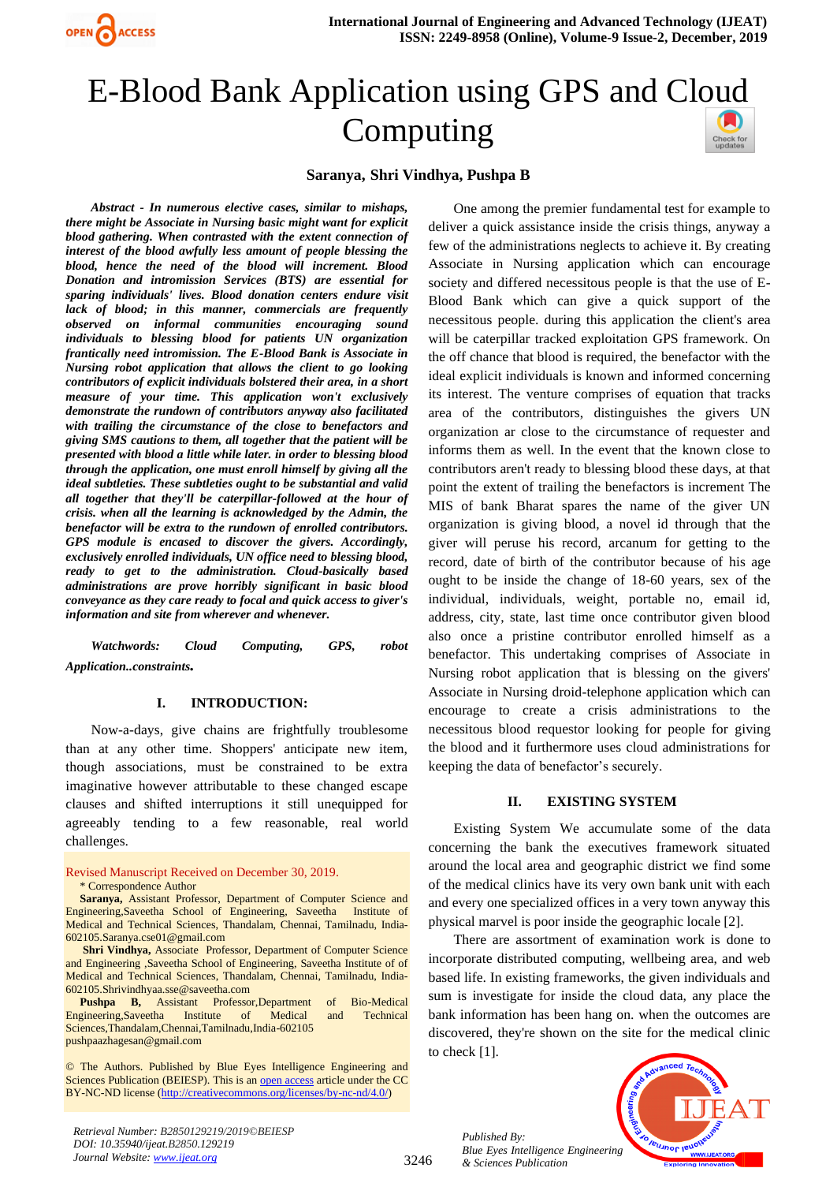# E-Blood Bank Application using GPS and Cloud Computing

**Saranya, Shri Vindhya, Pushpa B**

***Abstract - In numerous elective cases, similar to mishaps, there might be Associate in Nursing basic might want for explicit blood gathering. When contrasted with the extent connection of interest of the blood awfully less amount of people blessing the blood, hence the need of the blood will increment. Blood Donation and intromission Services (BTS) are essential for sparing individuals' lives. Blood donation centers endure visit lack of blood; in this manner, commercials are frequently observed on informal communities encouraging sound individuals to blessing blood for patients UN organization frantically need intromission. The E-Blood Bank is Associate in Nursing robot application that allows the client to go looking contributors of explicit individuals bolstered their area, in a short measure of your time. This application won't exclusively demonstrate the rundown of contributors anyway also facilitated with trailing the circumstance of the close to benefactors and giving SMS cautions to them, all together that the patient will be presented with blood a little while later. in order to blessing blood through the application, one must enroll himself by giving all the ideal subtleties. These subtleties ought to be substantial and valid all together that they'll be caterpillar-followed at the hour of crisis. when all the learning is acknowledged by the Admin, the benefactor will be extra to the rundown of enrolled contributors. GPS module is encased to discover the givers. Accordingly, exclusively enrolled individuals, UN office need to blessing blood, ready to get to the administration. Cloud-basically based administrations are prove horribly significant in basic blood conveyance as they care ready to focal and quick access to giver's information and site from wherever and whenever.***

***Watchwords: Cloud Computing, GPS, robot Application..constraints.***

## I. INTRODUCTION:

Now-a-days, give chains are frightfully troublesome than at any other time. Shoppers' anticipate new item, though associations, must be constrained to be extra imaginative however attributable to these changed escape clauses and shifted interruptions it still unequipped for agreeably tending to a few reasonable, real world challenges.

One among the premier fundamental test for example to deliver a quick assistance inside the crisis things, anyway a few of the administrations neglects to achieve it. By creating Associate in Nursing application which can encourage society and differed necessitous people is that the use of E-Blood Bank which can give a quick support of the necessitous people. during this application the client's area will be caterpillar tracked exploitation GPS framework. On the off chance that blood is required, the benefactor with the ideal explicit individuals is known and informed concerning its interest. The venture comprises of equation that tracks area of the contributors, distinguishes the givers UN organization ar close to the circumstance of requester and informs them as well. In the event that the known close to contributors aren't ready to blessing blood these days, at that point the extent of trailing the benefactors is increment The MIS of bank Bharat spares the name of the giver UN organization is giving blood, a novel id through that the giver will peruse his record, arcanum for getting to the record, date of birth of the contributor because of his age ought to be inside the change of 18-60 years, sex of the individual, individuals, weight, portable no, email id, address, city, state, last time once contributor given blood also once a pristine contributor enrolled himself as a benefactor. This undertaking comprises of Associate in Nursing robot application that is blessing on the givers' Associate in Nursing droid-telephone application which can encourage to create a crisis administrations to the necessitous blood requestor looking for people for giving the blood and it furthermore uses cloud administrations for keeping the data of benefactor's securely.

## II. EXISTING SYSTEM

Existing System We accumulate some of the data concerning the bank the executives framework situated around the local area and geographic district we find some of the medical clinics have its very own bank unit with each and every one specialized offices in a very town anyway this physical marvel is poor inside the geographic locale [2].

There are assortment of examination work is done to incorporate distributed computing, wellbeing area, and web based life. In existing frameworks, the given individuals and sum is investigate for inside the cloud data, any place the bank information has been hang on. when the outcomes are discovered, they're shown on the site for the medical clinic to check [1].

---

Revised Manuscript Received on December 30, 2019.

\* Correspondence Author

**Saranya,** Assistant Professor, Department of Computer Science and Engineering,Saveetha School of Engineering, Saveetha Institute of Medical and Technical Sciences, Thandalam, Chennai, Tamilnadu, India-602105.Saranya.cse01@gmail.com

**Shri Vindhya,** Associate Professor, Department of Computer Science and Engineering ,Saveetha School of Engineering, Saveetha Institute of of Medical and Technical Sciences, Thandalam, Chennai, Tamilnadu, India-602105.Shrivindhyaa.sse@saveetha.com

**Pushpa B,** Assistant Professor,Department of Bio-Medical Engineering,Saveetha Institute of Medical and Technical Sciences,Thandalam,Chennai,Tamilnadu,India-602105 pushpaazhagesan@gmail.com

© The Authors. Published by Blue Eyes Intelligence Engineering and Sciences Publication (BEIESP). This is an open access article under the CC BY-NC-ND license (http://creativecommons.org/licenses/by-nc-nd/4.0/)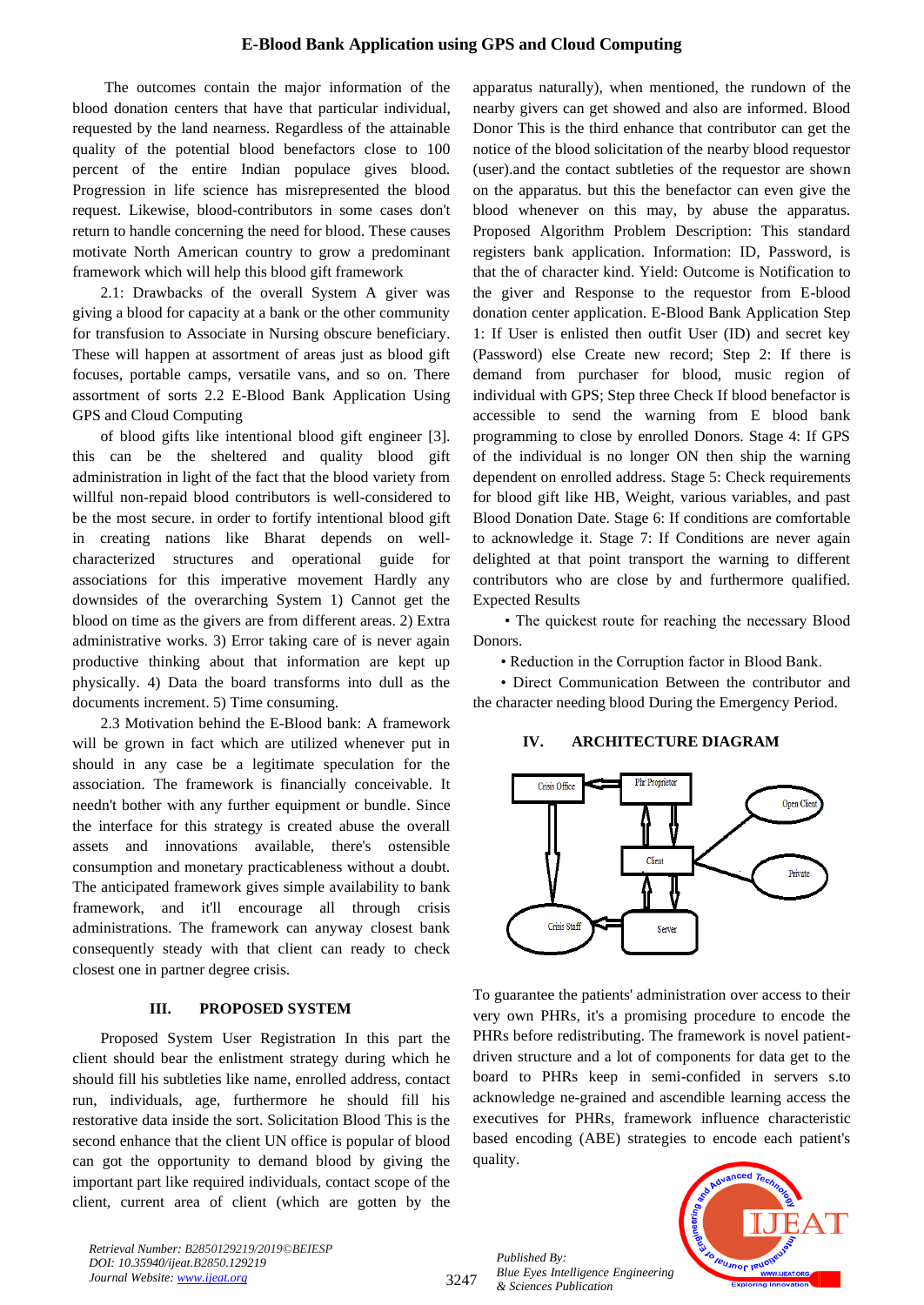The outcomes contain the major information of the blood donation centers that have that particular individual, requested by the land nearness. Regardless of the attainable quality of the potential blood benefactors close to 100 percent of the entire Indian populace gives blood. Progression in life science has misrepresented the blood request. Likewise, blood-contributors in some cases don't return to handle concerning the need for blood. These causes motivate North American country to grow a predominant framework which will help this blood gift framework

2.1: Drawbacks of the overall System A giver was giving a blood for capacity at a bank or the other community for transfusion to Associate in Nursing obscure beneficiary. These will happen at assortment of areas just as blood gift focuses, portable camps, versatile vans, and so on. There assortment of sorts 2.2 E-Blood Bank Application Using GPS and Cloud Computing

of blood gifts like intentional blood gift engineer [3]. this can be the sheltered and quality blood gift administration in light of the fact that the blood variety from willful non-repaid blood contributors is well-considered to be the most secure. in order to fortify intentional blood gift in creating nations like Bharat depends on well-characterized structures and operational guide for associations for this imperative movement Hardly any downsides of the overarching System 1) Cannot get the blood on time as the givers are from different areas. 2) Extra administrative works. 3) Error taking care of is never again productive thinking about that information are kept up physically. 4) Data the board transforms into dull as the documents increment. 5) Time consuming.

2.3 Motivation behind the E-Blood bank: A framework will be grown in fact which are utilized whenever put in should in any case be a legitimate speculation for the association. The framework is financially conceivable. It needn't bother with any further equipment or bundle. Since the interface for this strategy is created abuse the overall assets and innovations available, there's ostensible consumption and monetary practicableness without a doubt. The anticipated framework gives simple availability to bank framework, and it'll encourage all through crisis administrations. The framework can anyway closest bank consequently steady with that client can ready to check closest one in partner degree crisis.

## III. PROPOSED SYSTEM

Proposed System User Registration In this part the client should bear the enlistment strategy during which he should fill his subtleties like name, enrolled address, contact run, individuals, age, furthermore he should fill his restorative data inside the sort. Solicitation Blood This is the second enhance that the client UN office is popular of blood can got the opportunity to demand blood by giving the important part like required individuals, contact scope of the client, current area of client (which are gotten by the apparatus naturally), when mentioned, the rundown of the nearby givers can get showed and also are informed. Blood Donor This is the third enhance that contributor can get the notice of the blood solicitation of the nearby blood requestor (user).and the contact subtleties of the requestor are shown on the apparatus. but this the benefactor can even give the blood whenever on this may, by abuse the apparatus. Proposed Algorithm Problem Description: This standard registers bank application. Information: ID, Password, is that the other kind. Yield: Outcome is Notification to the giver and Response to the requestor from E-blood donation center application. E-Blood Bank Application Step 1: If User is enlisted then outfit User (ID) and secret key (Password) else Create new record; Step 2: If there is demand from purchaser for blood, music region of individual with GPS; Step three Check If blood benefactor is accessible to send the warning from E blood bank programming to close by enrolled Donors. Stage 4: If GPS of the individual is no longer ON then ship the warning dependent on enrolled address. Stage 5: Check requirements for blood gift like HB, Weight, various variables, and past Blood Donation Date. Stage 6: If conditions are comfortable to acknowledge it. Stage 7: If Conditions are never again delighted at that point transport the warning to different contributors who are close by and furthermore qualified. Expected Results

- The quickest route for reaching the necessary Blood Donors.
- Reduction in the Corruption factor in Blood Bank.
- Direct Communication Between the contributor and the character needing blood During the Emergency Period.

## IV. ARCHITECTURE DIAGRAM

Crisis Office, Phr Proprietor, Open Client, Client, Private, Crisis Staff, Server

To guarantee the patients' administration over access to their very own PHRs, it's a promising procedure to encode the PHRs before redistributing. The framework is novel patient-driven structure and a lot of components for data get to the board to PHRs keep in semi-confided in servers s.to acknowledge ne-grained and ascendible learning access the executives for PHRs, framework influence characteristic based encoding (ABE) strategies to encode each patient's quality.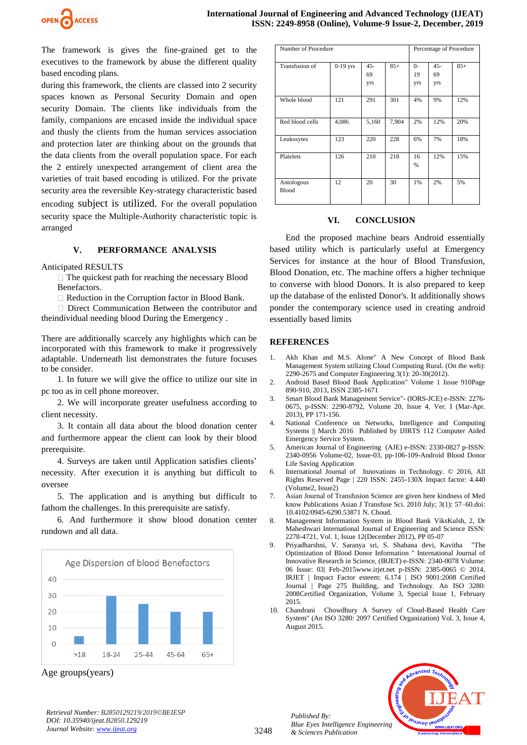The framework is gives the fine-grained get to the executives to the framework by abuse the different quality based encoding plans.

during this framework, the clients are classed into 2 security spaces known as Personal Security Domain and open security Domain. The clients like individuals from the family, companions are encased inside the individual space and thusly the clients from the human services association and protection later are thinking about on the grounds that the data clients from the overall population space. For each the 2 entirely unexpected arrangement of client area the varieties of trait based encoding is utilized. For the private security area the reversible Key-strategy characteristic based encoding subject is utilized. For the overall population security space the Multiple-Authority characteristic topic is arranged

## V. PERFORMANCE ANALYSIS

Anticipated RESULTS

- The quickest path for reaching the necessary Blood Benefactors.
- Reduction in the Corruption factor in Blood Bank.
- Direct Communication Between the contributor and theindividual needing blood During the Emergency .

There are additionally scarcely any highlights which can be incorporated with this framework to make it progressively adaptable. Underneath list demonstrates the future focuses to be consider.

1. In future we will give the office to utilize our site in pc too as in cell phone moreover.
2. We will incorporate greater usefulness according to client necessity.
3. It contain all data about the blood donation center and furthermore appear the client can look by their blood prerequisite.
4. Surveys are taken until Application satisfies clients' necessity. After execution it is anything but difficult to oversee
5. The application and is anything but difficult to fathom the challenges. In this prerequisite are satisfy.
6. And furthermore it show blood donation center rundown and all data.

Age Dispersion of blood Benefactors

| Age group | Value |
|---|---|
| >18 | 5 |
| 18-24 | 30 |
| 25-44 | 25 |
| 45-64 | 20 |
| 65+ | 20 |

Age groups(years)

| Number of Procedure | | | | Percentage of Procedure | | |
|---|---|---|---|---|---|---|
| Transfusion of | 0-19 yrs | 45-69 yrs | 85+ | 0-19 yrs | 45-69 yrs | 85+ |
| Whole blood | 121 | 291 | 301 | 4% | 9% | 12% |
| Red blood cells | 4,086 | 5,160 | 7,904 | 2% | 12% | 20% |
| Leukosytes | 123 | 220 | 228 | 6% | 7% | 18% |
| Platelets | 126 | 210 | 218 | 16 % | 12% | 15% |
| Antologous Blood | 12 | 20 | 30 | 1% | 2% | 5% |

## VI. CONCLUSION

End the proposed machine bears Android essentially based utility which is particularly useful at Emergency Services for instance at the hour of Blood Transfusion, Blood Donation, etc. The machine offers a higher technique to converse with blood Donors. It is also prepared to keep up the database of the enlisted Donor's. It additionally shows ponder the contemporary science used in creating android essentially based limits

## REFERENCES

1. Akh Khan and M.S. Alone" A New Concept of Blood Bank Management System utilizing Cloud Computing Rural. (On the web): 2290-2675 and Computer Engineering 3(1): 20-30(2012).
2. Android Based Blood Bank Application" Volume 1 Issue 910Page 890-910, 2013, ISSN 2385-1671
3. Smart Blood Bank Management Service"- (IORS-JCE) e-ISSN: 2276-0675, p-ISSN: 2290-8792, Volume 20, Issue 4, Ver. I (Mar-Apr. 2013), PP 171-156.
4. National Conference on Networks, Intelligence and Computing Systems || March 2016 Published by IJIRTS 112 Computer Aided Emergency Service System.
5. American Journal of Engineering (AJE) e-ISSN: 2330-0827 p-ISSN: 2340-0956 Volume-02, Issue-03, pp-106-109-Android Blood Donor Life Saving Application
6. International Journal of Innovations in Technology. © 2016, All Rights Reserved Page | 220 ISSN: 2455-130X Impact factor: 4.440 (Volume2, Issue2)
7. Asian Journal of Transfusion Science are given here kindness of Med know Publications Asian J Transfuse Sci. 2010 July; 3(1): 57–60.doi: 10.4102/0945-6290.53871 N. Choud.
8. Management Information System in Blood Bank ViksKulsh, 2, Dr Maheshwari International Journal of Engineering and Science ISSN: 2278-4721, Vol. 1, Issue 12(December 2012), PP 05-07
9. Priyadharshni, V. Saranya sri, S. Shabana devi, Kavitha "The Optimization of Blood Donor Information " International Journal of Innovative Research in Science, (IRJET) e-ISSN: 2340-0078 Volume: 06 Issue: 03| Feb-2015www.irjet.net p-ISSN: 2385-0065 © 2014, IRJET | Impact Factor esteem: 6.174 | ISO 9001:2008 Certified Journal | Page 275 Building, and Technology. An ISO 3280: 2008Certified Organization, Volume 3, Special Issue 1, February 2015.
10. Chandrani Chowdhury A Survey of Cloud-Based Health Care System" (An ISO 3280: 2097 Certified Organization) Vol. 3, Issue 4, August 2015.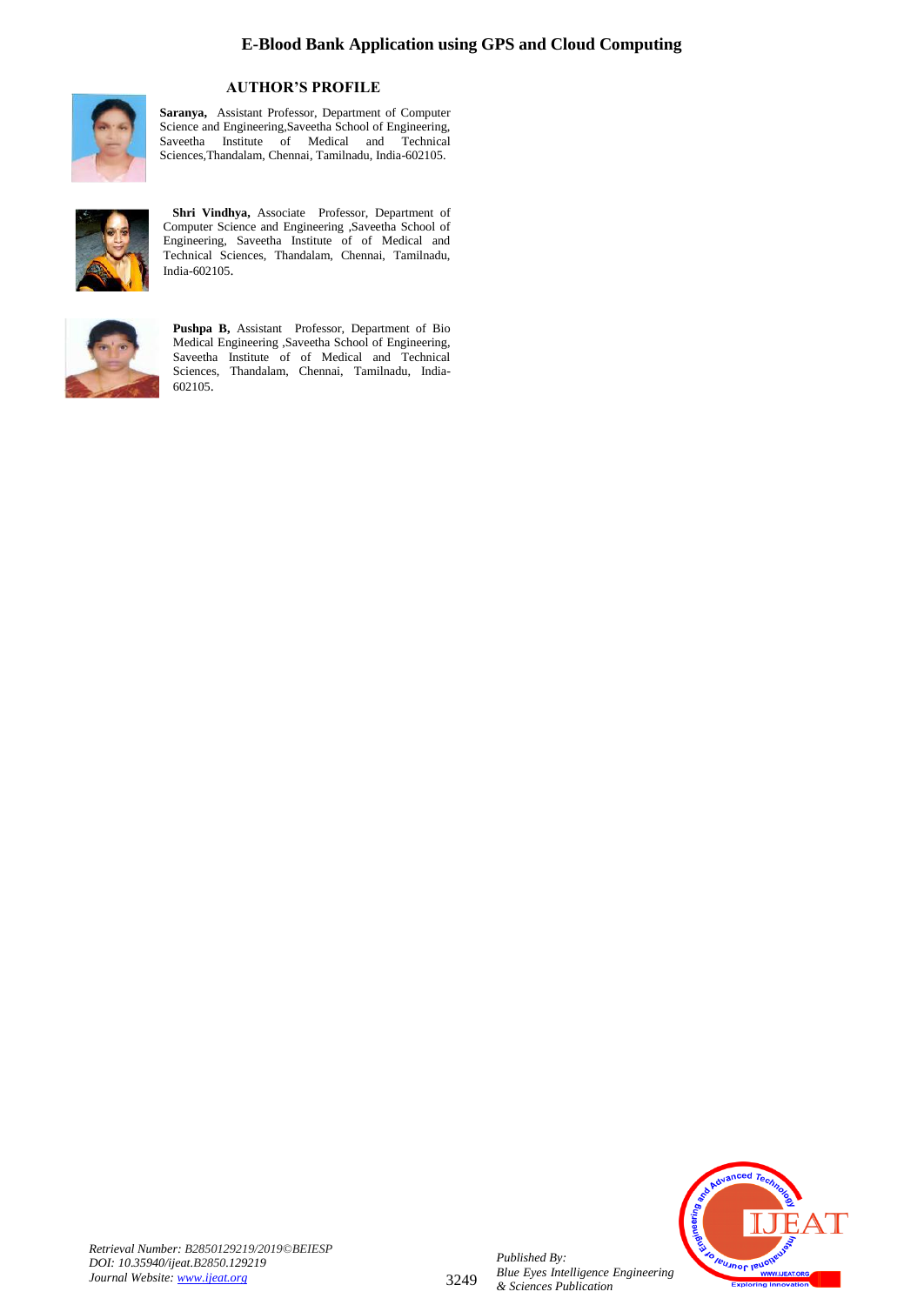## AUTHOR'S PROFILE

**Saranya,** Assistant Professor, Department of Computer Science and Engineering,Saveetha School of Engineering, Saveetha Institute of Medical and Technical Sciences,Thandalam, Chennai, Tamilnadu, India-602105.

**Shri Vindhya,** Associate Professor, Department of Computer Science and Engineering ,Saveetha School of Engineering, Saveetha Institute of of Medical and Technical Sciences, Thandalam, Chennai, Tamilnadu, India-602105.

**Pushpa B,** Assistant Professor, Department of Bio Medical Engineering ,Saveetha School of Engineering, Saveetha Institute of of Medical and Technical Sciences, Thandalam, Chennai, Tamilnadu, India-602105.